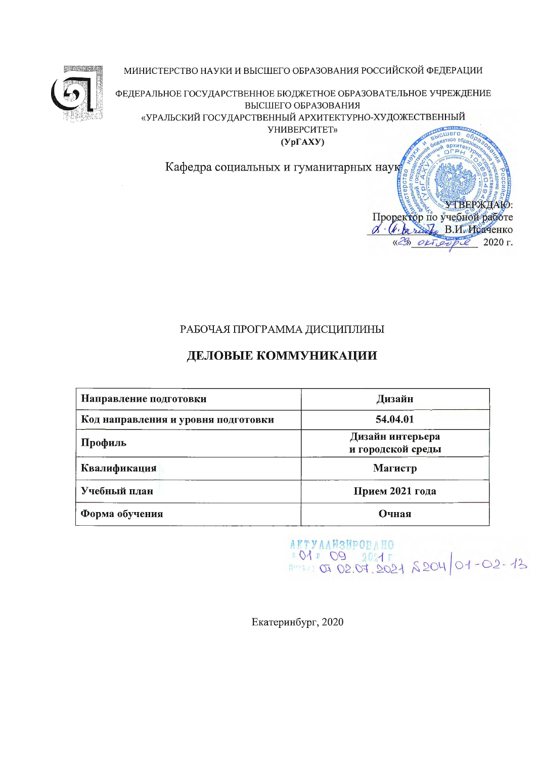МИНИСТЕРСТВО НАУКИ И ВЫСШЕГО ОБРАЗОВАНИЯ РОССИЙСКОЙ ФЕДЕРАЦИИ

ФЕДЕРАЛЬНОЕ ГОСУДАРСТВЕННОЕ БЮДЖЕТНОЕ ОБРАЗОВАТЕЛЬНОЕ УЧРЕЖДЕНИЕ ВЫСШЕГО ОБРАЗОВАНИЯ
«УРАЛЬСКИЙ ГОСУДАРСТВЕННЫЙ АРХИТЕКТУРНО-ХУДОЖЕСТВЕННЫЙ УНИВЕРСИТЕТ»
**(УрГАХУ)**

Кафедра социальных и гуманитарных наук

УТВЕРЖДАЮ:
Проректор по учебной работе
_________ В.И. Исаченко
«23» октября 2020 г.

РАБОЧАЯ ПРОГРАММА ДИСЦИПЛИНЫ

# ДЕЛОВЫЕ КОММУНИКАЦИИ

| **Направление подготовки** | **Дизайн** |
|---|---|
| **Код направления и уровня подготовки** | **54.04.01** |
| **Профиль** | **Дизайн интерьера и городской среды** |
| **Квалификация** | **Магистр** |
| **Учебный план** | **Прием 2021 года** |
| **Форма обучения** | **Очная** |

АКТУАЛИЗИРОВАНО
«01» 09 2021 г.
приказ от 02.07.2021 № 204/01-02-13

Екатеринбург, 2020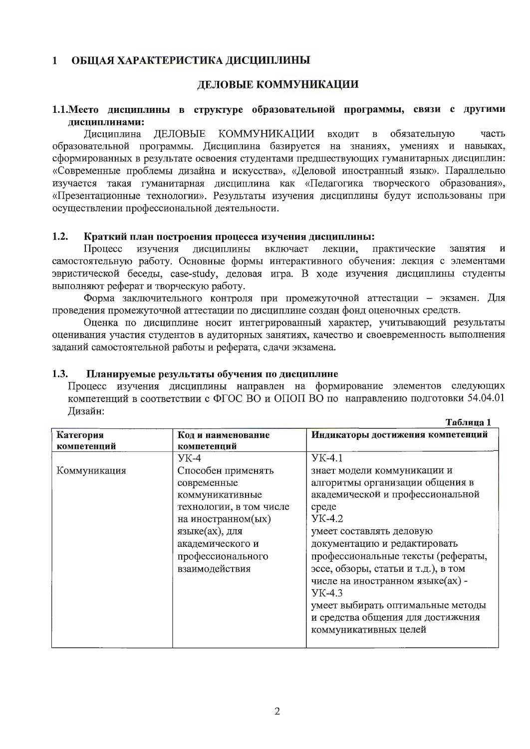# 1 ОБЩАЯ ХАРАКТЕРИСТИКА ДИСЦИПЛИНЫ

## ДЕЛОВЫЕ КОММУНИКАЦИИ

### 1.1. Место дисциплины в структуре образовательной программы, связи с другими дисциплинами:

Дисциплина ДЕЛОВЫЕ КОММУНИКАЦИИ входит в обязательную часть образовательной программы. Дисциплина базируется на знаниях, умениях и навыках, сформированных в результате освоения студентами предшествующих гуманитарных дисциплин: «Современные проблемы дизайна и искусства», «Деловой иностранный язык». Параллельно изучается такая гуманитарная дисциплина как «Педагогика творческого образования», «Презентационные технологии». Результаты изучения дисциплины будут использованы при осуществлении профессиональной деятельности.

### 1.2. Краткий план построения процесса изучения дисциплины:

Процесс изучения дисциплины включает лекции, практические занятия и самостоятельную работу. Основные формы интерактивного обучения: лекция с элементами эвристической беседы, case-study, деловая игра. В ходе изучения дисциплины студенты выполняют реферат и творческую работу.

Форма заключительного контроля при промежуточной аттестации – экзамен. Для проведения промежуточной аттестации по дисциплине создан фонд оценочных средств.

Оценка по дисциплине носит интегрированный характер, учитывающий результаты оценивания участия студентов в аудиторных занятиях, качество и своевременность выполнения заданий самостоятельной работы и реферата, сдачи экзамена.

### 1.3. Планируемые результаты обучения по дисциплине

Процесс изучения дисциплины направлен на формирование элементов следующих компетенций в соответствии с ФГОС ВО и ОПОП ВО по направлению подготовки 54.04.01 Дизайн:

**Таблица 1**

| Категория компетенций | Код и наименование компетенций | Индикаторы достижения компетенций |
|---|---|---|
| Коммуникация | УК-4<br>Способен применять современные коммуникативные технологии, в том числе на иностранном(ых) языке(ах), для академического и профессионального взаимодействия | УК-4.1<br>знает модели коммуникации и алгоритмы организации общения в академической и профессиональной среде<br>УК-4.2<br>умеет составлять деловую документацию и редактировать профессиональные тексты (рефераты, эссе, обзоры, статьи и т.д.), в том числе на иностранном языке(ах) -<br>УК-4.3<br>умеет выбирать оптимальные методы и средства общения для достижения коммуникативных целей |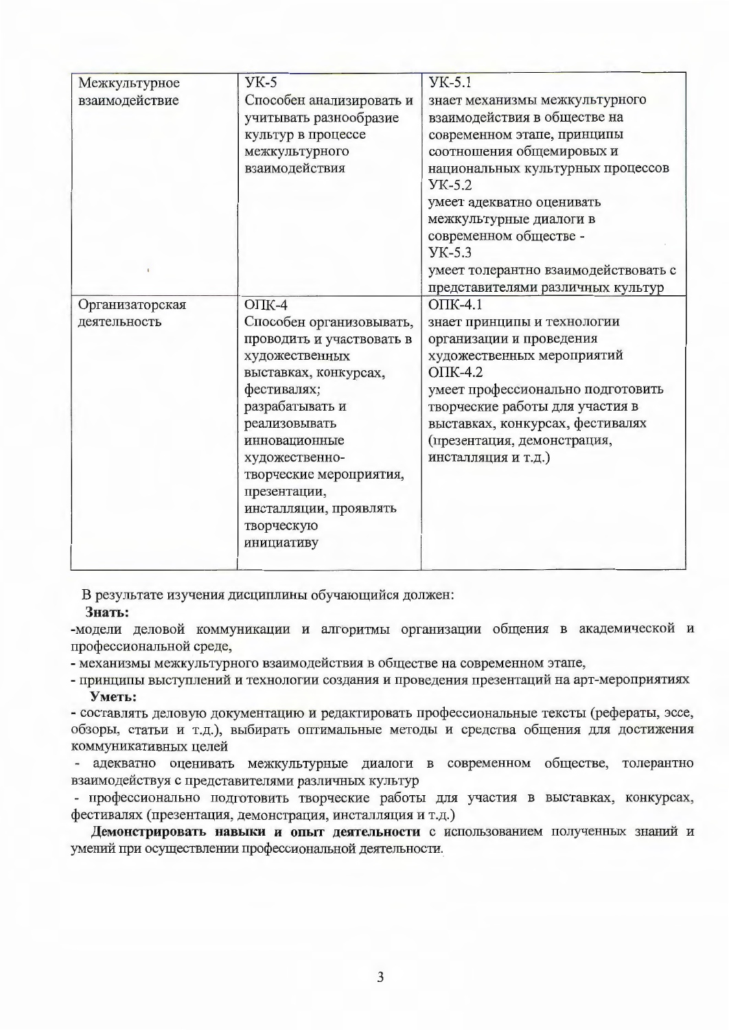| | | |
|---|---|---|
| Межкультурное взаимодействие | УК-5<br>Способен анализировать и учитывать разнообразие культур в процессе межкультурного взаимодействия | УК-5.1<br>знает механизмы межкультурного взаимодействия в обществе на современном этапе, принципы соотношения общемировых и национальных культурных процессов<br>УК-5.2<br>умеет адекватно оценивать межкультурные диалоги в современном обществе -<br>УК-5.3<br>умеет толерантно взаимодействовать с представителями различных культур |
| Организаторская деятельность | ОПК-4<br>Способен организовывать, проводить и участвовать в художественных выставках, конкурсах, фестивалях;<br>разрабатывать и реализовывать инновационные художественно-творческие мероприятия, презентации, инсталляции, проявлять творческую инициативу | ОПК-4.1<br>знает принципы и технологии организации и проведения художественных мероприятий<br>ОПК-4.2<br>умеет профессионально подготовить творческие работы для участия в выставках, конкурсах, фестивалях (презентация, демонстрация, инсталляция и т.д.) |

В результате изучения дисциплины обучающийся должен:

**Знать:**

-модели деловой коммуникации и алгоритмы организации общения в академической и профессиональной среде,

- механизмы межкультурного взаимодействия в обществе на современном этапе,

- принципы выступлений и технологии создания и проведения презентаций на арт-мероприятиях

**Уметь:**

- составлять деловую документацию и редактировать профессиональные тексты (рефераты, эссе, обзоры, статьи и т.д.), выбирать оптимальные методы и средства общения для достижения коммуникативных целей

- адекватно оценивать межкультурные диалоги в современном обществе, толерантно взаимодействуя с представителями различных культур

- профессионально подготовить творческие работы для участия в выставках, конкурсах, фестивалях (презентация, демонстрация, инсталляция и т.д.)

**Демонстрировать навыки и опыт деятельности** с использованием полученных знаний и умений при осуществлении профессиональной деятельности.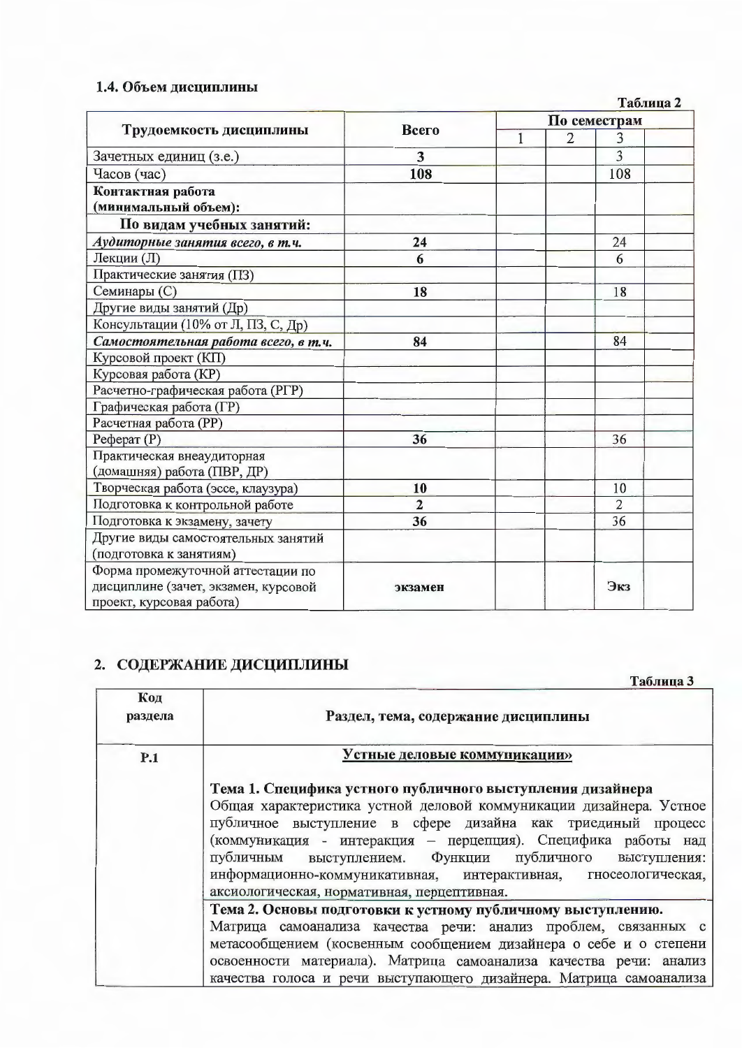### 1.4. Объем дисциплины

Таблица 2

| Трудоемкость дисциплины | Всего | По семестрам | | | |
|---|---|---|---|---|---|
| | | 1 | 2 | 3 | |
| Зачетных единиц (з.е.) | **3** | | | 3 | |
| Часов (час) | **108** | | | 108 | |
| **Контактная работа (минимальный объем):** | | | | | |
| **По видам учебных занятий:** | | | | | |
| ***Аудиторные занятия всего, в т.ч.*** | **24** | | | 24 | |
| Лекции (Л) | **6** | | | 6 | |
| Практические занятия (ПЗ) | | | | | |
| Семинары (С) | **18** | | | 18 | |
| Другие виды занятий (Др) | | | | | |
| Консультации (10% от Л, ПЗ, С, Др) | | | | | |
| ***Самостоятельная работа всего, в т.ч.*** | **84** | | | 84 | |
| Курсовой проект (КП) | | | | | |
| Курсовая работа (КР) | | | | | |
| Расчетно-графическая работа (РГР) | | | | | |
| Графическая работа (ГР) | | | | | |
| Расчетная работа (РР) | | | | | |
| Реферат (Р) | **36** | | | 36 | |
| Практическая внеаудиторная (домашняя) работа (ПВР, ДР) | | | | | |
| Творческая работа (эссе, клаузура) | **10** | | | 10 | |
| Подготовка к контрольной работе | **2** | | | 2 | |
| Подготовка к экзамену, зачету | **36** | | | 36 | |
| Другие виды самостоятельных занятий (подготовка к занятиям) | | | | | |
| Форма промежуточной аттестации по дисциплине (зачет, экзамен, курсовой проект, курсовая работа) | **экзамен** | | | Экз | |

## 2. СОДЕРЖАНИЕ ДИСЦИПЛИНЫ

Таблица 3

| Код раздела | Раздел, тема, содержание дисциплины |
|---|---|
| **Р.1** | **<u>Устные деловые коммуникации»</u>** |
| | **Тема 1. Специфика устного публичного выступления дизайнера** Общая характеристика устной деловой коммуникации дизайнера. Устное публичное выступление в сфере дизайна как триединый процесс (коммуникация - интеракция – перцепция). Специфика работы над публичным выступлением. Функции публичного выступления: информационно-коммуникативная, интерактивная, гносеологическая, аксиологическая, нормативная, перцептивная. |
| | **Тема 2. Основы подготовки к устному публичному выступлению.** Матрица самоанализа качества речи: анализ проблем, связанных с метасообщением (косвенным сообщением дизайнера о себе и о степени освоенности материала). Матрица самоанализа качества речи: анализ качества голоса и речи выступающего дизайнера. Матрица самоанализа |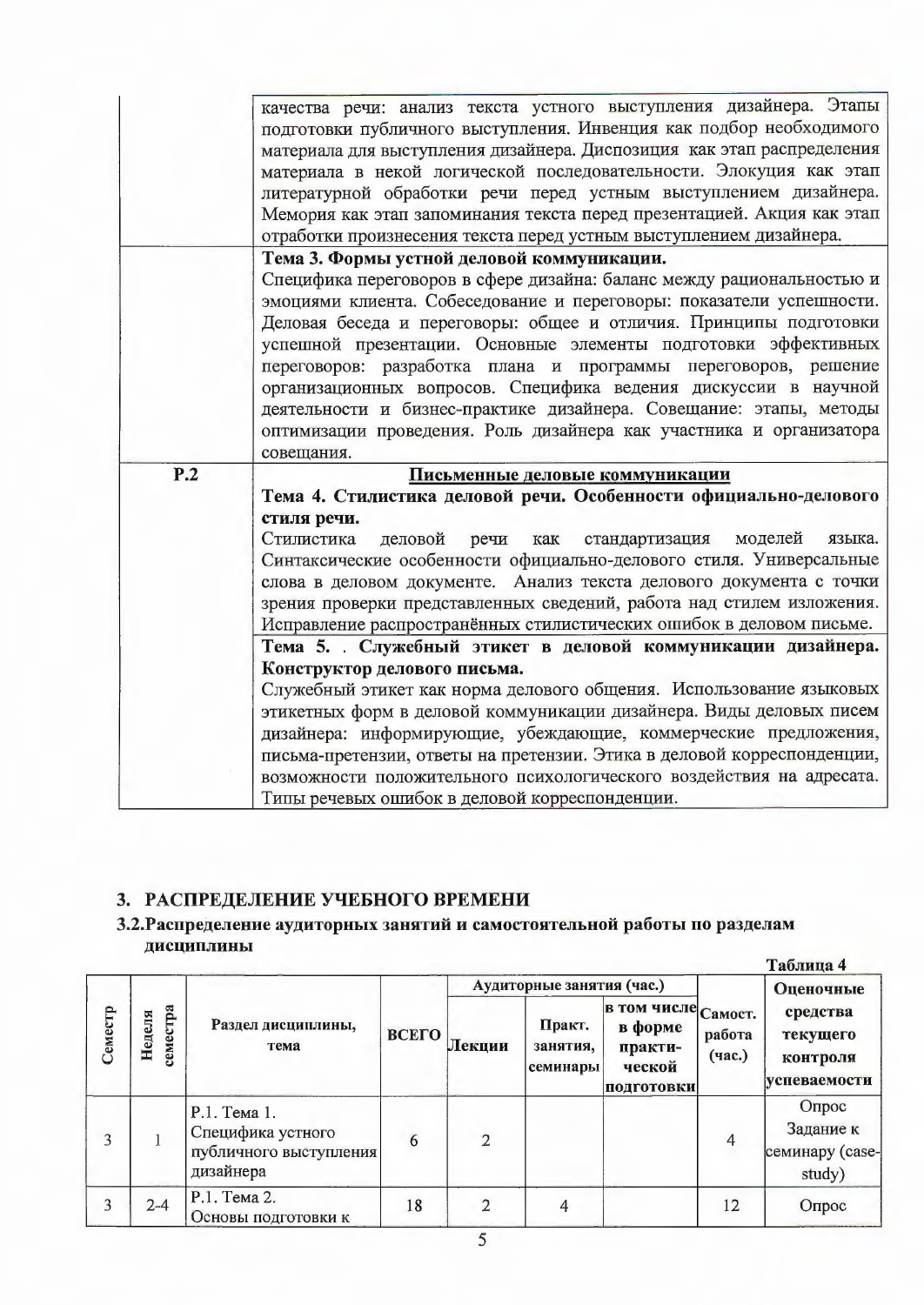| | |
|---|---|
| | качества речи: анализ текста устного выступления дизайнера. Этапы подготовки публичного выступления. Инвенция как подбор необходимого материала для выступления дизайнера. Диспозиция как этап распределения материала в некой логической последовательности. Элокуция как этап литературной обработки речи перед устным выступлением дизайнера. Мемория как этап запоминания текста перед презентацией. Акция как этап отработки произнесения текста перед устным выступлением дизайнера. |
| | **Тема 3. Формы устной деловой коммуникации.** Специфика переговоров в сфере дизайна: баланс между рациональностью и эмоциями клиента. Собеседование и переговоры: показатели успешности. Деловая беседа и переговоры: общее и отличия. Принципы подготовки успешной презентации. Основные элементы подготовки эффективных переговоров: разработка плана и программы переговоров, решение организационных вопросов. Специфика ведения дискуссии в научной деятельности и бизнес-практике дизайнера. Совещание: этапы, методы оптимизации проведения. Роль дизайнера как участника и организатора совещания. |
| **Р.2** | **Письменные деловые коммуникации** **Тема 4. Стилистика деловой речи. Особенности официально-делового стиля речи.** Стилистика деловой речи как стандартизация моделей языка. Синтаксические особенности официально-делового стиля. Универсальные слова в деловом документе. Анализ текста делового документа с точки зрения проверки представленных сведений, работа над стилем изложения. Исправление распространённых стилистических ошибок в деловом письме. |
| | **Тема 5. . Служебный этикет в деловой коммуникации дизайнера. Конструктор делового письма.** Служебный этикет как норма делового общения. Использование языковых этикетных форм в деловой коммуникации дизайнера. Виды деловых писем дизайнера: информирующие, убеждающие, коммерческие предложения, письма-претензии, ответы на претензии. Этика в деловой корреспонденции, возможности положительного психологического воздействия на адресата. Типы речевых ошибок в деловой корреспонденции. |

## 3. РАСПРЕДЕЛЕНИЕ УЧЕБНОГО ВРЕМЕНИ

### 3.2. Распределение аудиторных занятий и самостоятельной работы по разделам дисциплины

Таблица 4

| Семестр | Неделя семестра | Раздел дисциплины, тема | ВСЕГО | Аудиторные занятия (час.) | | | Самост. работа (час.) | Оценочные средства текущего контроля успеваемости |
|---|---|---|---|---|---|---|---|---|
| | | | | Лекции | Практ. занятия, семинары | в том числе в форме практической подготовки | | |
| 3 | 1 | Р.1. Тема 1. Специфика устного публичного выступления дизайнера | 6 | 2 | | | 4 | Опрос Задание к семинару (case-study) |
| 3 | 2-4 | Р.1. Тема 2. Основы подготовки к | 18 | 2 | 4 | | 12 | Опрос |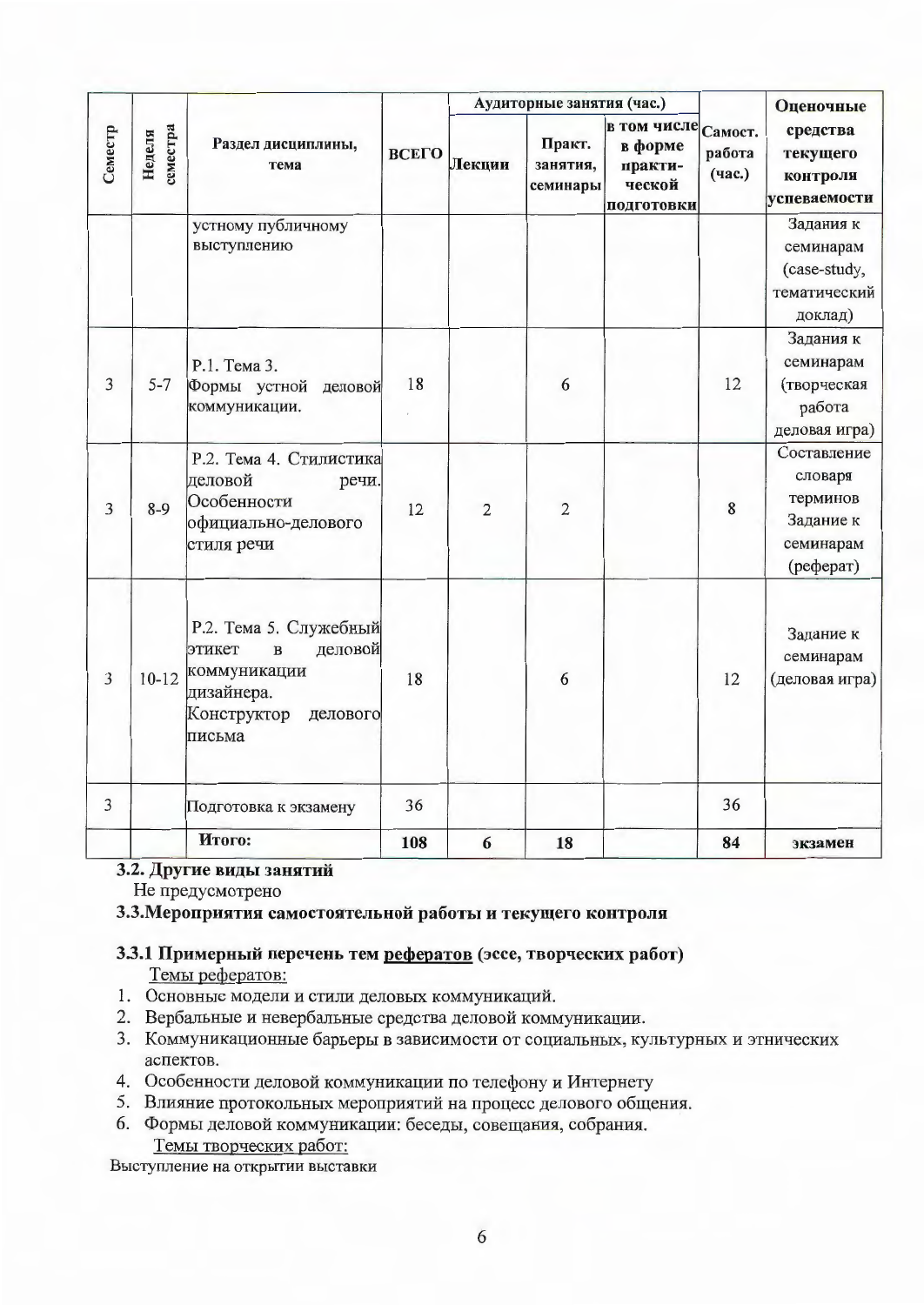| Семестр | Неделя семестра | Раздел дисциплины, тема | ВСЕГО | Аудиторные занятия (час.) | | | Самост. работа (час.) | Оценочные средства текущего контроля успеваемости |
|---|---|---|---|---|---|---|---|---|
| | | | | Лекции | Практ. занятия, семинары | в том числе в форме практи-ческой подготовки | | |
| | | устному публичному выступлению | | | | | | Задания к семинарам (case-study, тематический доклад) |
| 3 | 5-7 | Р.1. Тема 3. Формы устной деловой коммуникации. | 18 | | 6 | | 12 | Задания к семинарам (творческая работа деловая игра) |
| 3 | 8-9 | Р.2. Тема 4. Стилистика деловой речи. Особенности официально-делового стиля речи | 12 | 2 | 2 | | 8 | Составление словаря терминов Задание к семинарам (реферат) |
| 3 | 10-12 | Р.2. Тема 5. Служебный этикет в деловой коммуникации дизайнера. Конструктор делового письма | 18 | | 6 | | 12 | Задание к семинарам (деловая игра) |
| 3 | | Подготовка к экзамену | 36 | | | | 36 | |
| | | **Итого:** | **108** | **6** | **18** | | **84** | **экзамен** |

**3.2. Другие виды занятий**

Не предусмотрено

**3.3.Мероприятия самостоятельной работы и текущего контроля**

**3.3.1 Примерный перечень тем рефератов (эссе, творческих работ)**

Темы рефератов:

1. Основные модели и стили деловых коммуникаций.
2. Вербальные и невербальные средства деловой коммуникации.
3. Коммуникационные барьеры в зависимости от социальных, культурных и этнических аспектов.
4. Особенности деловой коммуникации по телефону и Интернету
5. Влияние протокольных мероприятий на процесс делового общения.
6. Формы деловой коммуникации: беседы, совещания, собрания.

Темы творческих работ:

Выступление на открытии выставки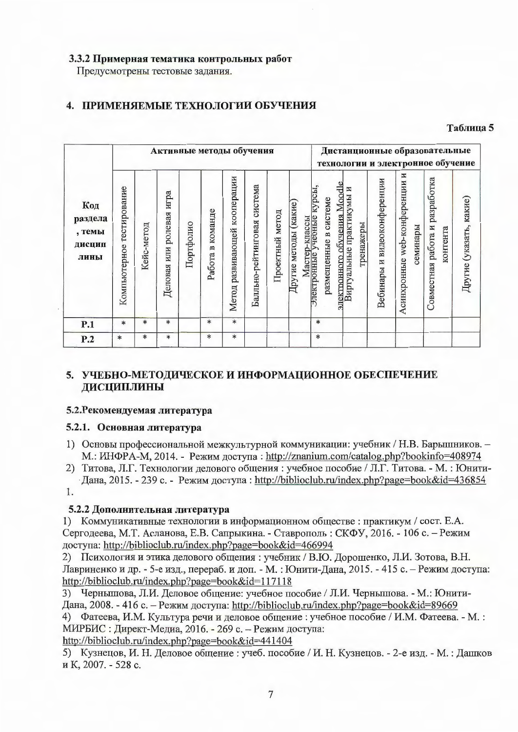### 3.3.2 Примерная тематика контрольных работ

Предусмотрены тестовые задания.

## 4. ПРИМЕНЯЕМЫЕ ТЕХНОЛОГИИ ОБУЧЕНИЯ

**Таблица 5**

| Код раздела, темы дисциплины | Активные методы обучения | | | | | | | | | | Дистанционные образовательные технологии и электронное обучение | | | | | |
|---|---|---|---|---|---|---|---|---|---|---|---|---|---|---|---|---|
| | Компьютерное тестирование | Кейс-метод | Деловая или ролевая игра | Портфолио | Работа в команде | Метод развивающей кооперации | Балльно-рейтинговая система | Проектный метод | Другие методы (какие) | Мастер-классы | Электронные учебные курсы, размещенные в системе электронного обучения Moodle | Виртуальные практикумы и тренажеры | Вебинары и видеоконференции | Асинхронные web-конференции и семинары | Совместная работа и разработка контента | Другие (указать, какие) |
| Р.1 | * | * | * | | * | * | | | | | * | | | | | |
| Р.2 | * | * | * | | * | * | | | | | * | | | | | |

## 5. УЧЕБНО-МЕТОДИЧЕСКОЕ И ИНФОРМАЦИОННОЕ ОБЕСПЕЧЕНИЕ ДИСЦИПЛИНЫ

### 5.2.Рекомендуемая литература

### 5.2.1. Основная литература

1) Основы профессиональной межкультурной коммуникации: учебник / Н.В. Барышников. – М.: ИНФРА-М, 2014. - Режим доступа : http://znanium.com/catalog.php?bookinfo=408974
2) Титова, Л.Г. Технологии делового общения : учебное пособие / Л.Г. Титова. - М. : Юнити-Дана, 2015. - 239 с. - Режим доступа : http://biblioclub.ru/index.php?page=book&id=436854

1.

### 5.2.2 Дополнительная литература

1) Коммуникативные технологии в информационном обществе : практикум / сост. Е.А. Сергодеева, М.Т. Асланова, Е.В. Сапрыкина. - Ставрополь : СКФУ, 2016. - 106 с. – Режим доступа: http://biblioclub.ru/index.php?page=book&id=466994
2) Психология и этика делового общения : учебник / В.Ю. Дорошенко, Л.И. Зотова, В.Н. Лавриненко и др. - 5-е изд., перераб. и доп. - М. : Юнити-Дана, 2015. - 415 с. – Режим доступа: http://biblioclub.ru/index.php?page=book&id=117118
3) Чернышова, Л.И. Деловое общение: учебное пособие / Л.И. Чернышова. - М.: Юнити-Дана, 2008. - 416 с. – Режим доступа: http://biblioclub.ru/index.php?page=book&id=89669
4) Фатеева, И.М. Культура речи и деловое общение : учебное пособие / И.М. Фатеева. - М. : МИРБИС : Директ-Медиа, 2016. - 269 с. – Режим доступа: http://biblioclub.ru/index.php?page=book&id=441404
5) Кузнецов, И. Н. Деловое общение : учеб. пособие / И. Н. Кузнецов. - 2-е изд. - М. : Дашков и К, 2007. - 528 с.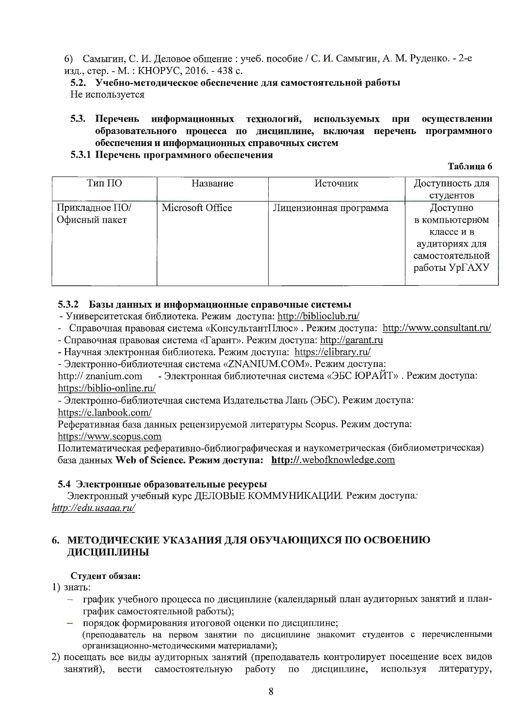6) Самыгин, С. И. Деловое общение : учеб. пособие / С. И. Самыгин, А. М. Руденко. - 2-е изд., стер. - М. : КНОРУС, 2016. - 438 с.

**5.2. Учебно-методическое обеспечение для самостоятельной работы**

Не используется

**5.3. Перечень информационных технологий, используемых при осуществлении образовательного процесса по дисциплине, включая перечень программного обеспечения и информационных справочных систем**

**5.3.1 Перечень программного обеспечения**

**Таблица 6**

| Тип ПО | Название | Источник | Доступность для студентов |
|---|---|---|---|
| Прикладное ПО/ Офисный пакет | Microsoft Office | Лицензионная программа | Доступно в компьютерном классе и в аудиториях для самостоятельной работы УрГАХУ |

**5.3.2 Базы данных и информационные справочные системы**

- Университетская библиотека. Режим доступа: http://biblioclub.ru/
- Справочная правовая система «КонсультантПлюс» . Режим доступа: http://www.consultant.ru/
- Справочная правовая система «Гарант». Режим доступа: http://garant.ru
- Научная электронная библиотека. Режим доступа: https://elibrary.ru/
- Электронно-библиотечная система «ZNANIUM.COM». Режим доступа: http:// znanium.com - Электронная библиотечная система «ЭБС ЮРАЙТ» . Режим доступа: https://biblio-online.ru/
- Электронно-библиотечная система Издательства Лань (ЭБС). Режим доступа: https://e.lanbook.com/

Реферативная база данных рецензируемой литературы Scopus. Режим доступа: https://www.scopus.com

Политематическая реферативно-библиографическая и наукометрическая (библиометрическая) база данных **Web of Science. Режим доступа: http://.webofknowledge.com**

**5.4 Электронные образовательные ресурсы**

Электронный учебный курс ДЕЛОВЫЕ КОММУНИКАЦИИ. Режим доступа: *http://edu.usaaa.ru/*

## 6. МЕТОДИЧЕСКИЕ УКАЗАНИЯ ДЛЯ ОБУЧАЮЩИХСЯ ПО ОСВОЕНИЮ ДИСЦИПЛИНЫ

**Студент обязан:**

1) знать:
   - график учебного процесса по дисциплине (календарный план аудиторных занятий и план-график самостоятельной работы);
   - порядок формирования итоговой оценки по дисциплине;
   (преподаватель на первом занятии по дисциплине знакомит студентов с перечисленными организационно-методическими материалами);
2) посещать все виды аудиторных занятий (преподаватель контролирует посещение всех видов занятий), вести самостоятельную работу по дисциплине, используя литературу,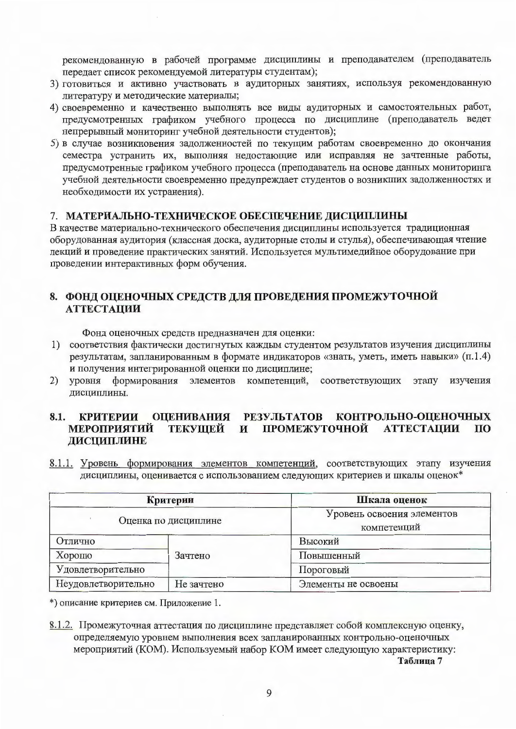рекомендованную в рабочей программе дисциплины и преподавателем (преподаватель передает список рекомендуемой литературы студентам);

3) готовиться и активно участвовать в аудиторных занятиях, используя рекомендованную литературу и методические материалы;
4) своевременно и качественно выполнять все виды аудиторных и самостоятельных работ, предусмотренных графиком учебного процесса по дисциплине (преподаватель ведет непрерывный мониторинг учебной деятельности студентов);
5) в случае возникновения задолженностей по текущим работам своевременно до окончания семестра устранить их, выполняя недостающие или исправляя не зачтенные работы, предусмотренные графиком учебного процесса (преподаватель на основе данных мониторинга учебной деятельности своевременно предупреждает студентов о возникших задолженностях и необходимости их устранения).

## 7. МАТЕРИАЛЬНО-ТЕХНИЧЕСКОЕ ОБЕСПЕЧЕНИЕ ДИСЦИПЛИНЫ

В качестве материально-технического обеспечения дисциплины используется традиционная оборудованная аудитория (классная доска, аудиторные столы и стулья), обеспечивающая чтение лекций и проведение практических занятий. Используется мультимедийное оборудование при проведении интерактивных форм обучения.

## 8. ФОНД ОЦЕНОЧНЫХ СРЕДСТВ ДЛЯ ПРОВЕДЕНИЯ ПРОМЕЖУТОЧНОЙ АТТЕСТАЦИИ

Фонд оценочных средств предназначен для оценки:

1) соответствия фактически достигнутых каждым студентом результатов изучения дисциплины результатам, запланированным в формате индикаторов «знать, уметь, иметь навыки» (п.1.4) и получения интегрированной оценки по дисциплине;
2) уровня формирования элементов компетенций, соответствующих этапу изучения дисциплины.

### 8.1. КРИТЕРИИ ОЦЕНИВАНИЯ РЕЗУЛЬТАТОВ КОНТРОЛЬНО-ОЦЕНОЧНЫХ МЕРОПРИЯТИЙ ТЕКУЩЕЙ И ПРОМЕЖУТОЧНОЙ АТТЕСТАЦИИ ПО ДИСЦИПЛИНЕ

8.1.1. Уровень формирования элементов компетенций, соответствующих этапу изучения дисциплины, оценивается с использованием следующих критериев и шкалы оценок*

| Критерии | | Шкала оценок |
|---|---|---|
| Оценка по дисциплине | | Уровень освоения элементов компетенций |
| Отлично | Зачтено | Высокий |
| Хорошо | | Повышенный |
| Удовлетворительно | | Пороговый |
| Неудовлетворительно | Не зачтено | Элементы не освоены |

*) описание критериев см. Приложение 1.

8.1.2. Промежуточная аттестация по дисциплине представляет собой комплексную оценку, определяемую уровнем выполнения всех запланированных контрольно-оценочных мероприятий (КОМ). Используемый набор КОМ имеет следующую характеристику:

**Таблица 7**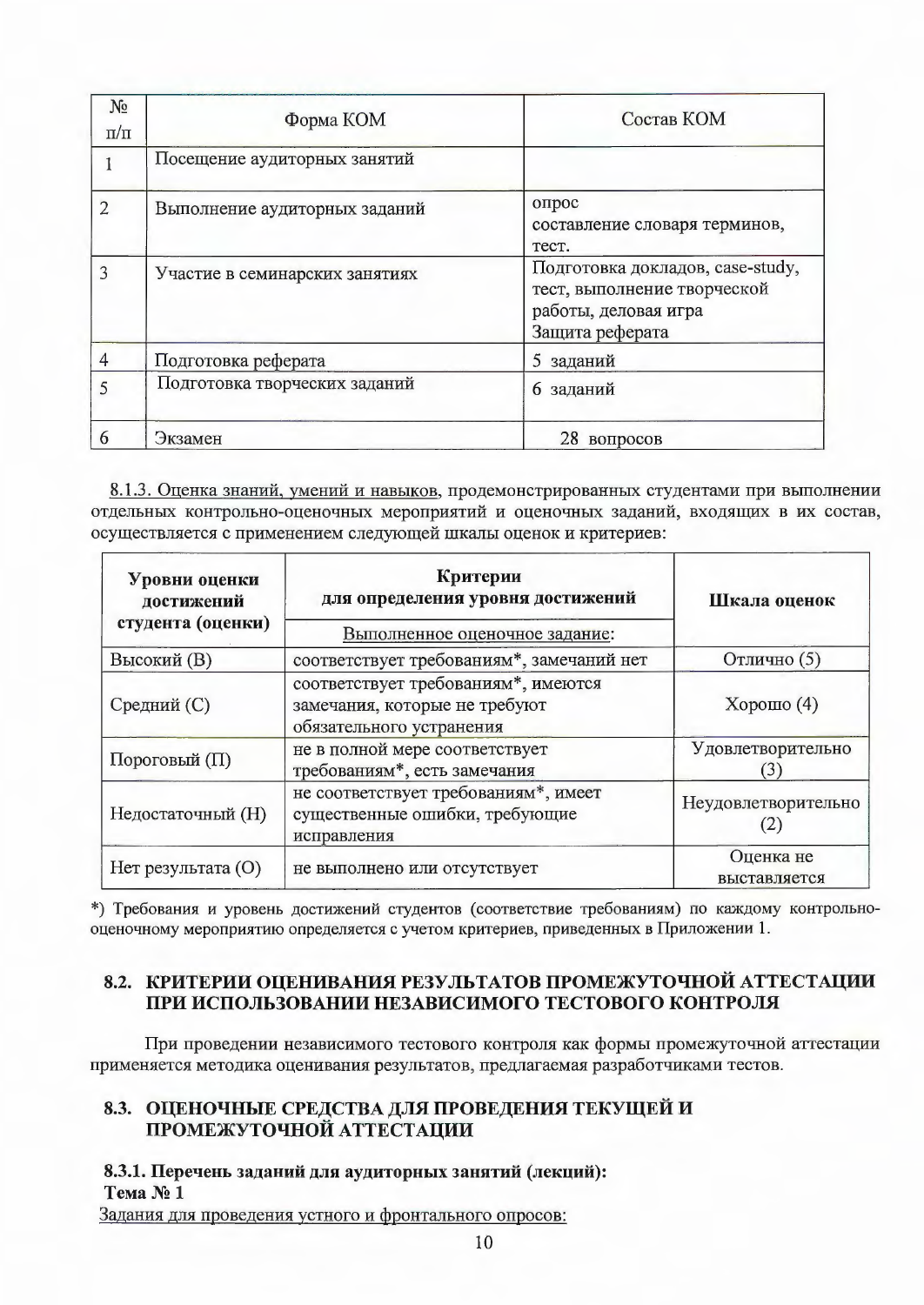| № п/п | Форма КОМ | Состав КОМ |
|---|---|---|
| 1 | Посещение аудиторных занятий | |
| 2 | Выполнение аудиторных заданий | опрос<br>составление словаря терминов, тест. |
| 3 | Участие в семинарских занятиях | Подготовка докладов, case-study, тест, выполнение творческой работы, деловая игра<br>Защита реферата |
| 4 | Подготовка реферата | 5 заданий |
| 5 | Подготовка творческих заданий | 6 заданий |
| 6 | Экзамен | 28 вопросов |

8.1.3. Оценка знаний, умений и навыков, продемонстрированных студентами при выполнении отдельных контрольно-оценочных мероприятий и оценочных заданий, входящих в их состав, осуществляется с применением следующей шкалы оценок и критериев:

| Уровни оценки достижений студента (оценки) | Критерии для определения уровня достижений | Шкала оценок |
|---|---|---|
| | Выполненное оценочное задание: | |
| Высокий (В) | соответствует требованиям*, замечаний нет | Отлично (5) |
| Средний (С) | соответствует требованиям*, имеются замечания, которые не требуют обязательного устранения | Хорошо (4) |
| Пороговый (П) | не в полной мере соответствует требованиям*, есть замечания | Удовлетворительно (3) |
| Недостаточный (Н) | не соответствует требованиям*, имеет существенные ошибки, требующие исправления | Неудовлетворительно (2) |
| Нет результата (О) | не выполнено или отсутствует | Оценка не выставляется |

*) Требования и уровень достижений студентов (соответствие требованиям) по каждому контрольно-оценочному мероприятию определяется с учетом критериев, приведенных в Приложении 1.

## 8.2. КРИТЕРИИ ОЦЕНИВАНИЯ РЕЗУЛЬТАТОВ ПРОМЕЖУТОЧНОЙ АТТЕСТАЦИИ ПРИ ИСПОЛЬЗОВАНИИ НЕЗАВИСИМОГО ТЕСТОВОГО КОНТРОЛЯ

При проведении независимого тестового контроля как формы промежуточной аттестации применяется методика оценивания результатов, предлагаемая разработчиками тестов.

## 8.3. ОЦЕНОЧНЫЕ СРЕДСТВА ДЛЯ ПРОВЕДЕНИЯ ТЕКУЩЕЙ И ПРОМЕЖУТОЧНОЙ АТТЕСТАЦИИ

**8.3.1. Перечень заданий для аудиторных занятий (лекций):**

**Тема № 1**

Задания для проведения устного и фронтального опросов: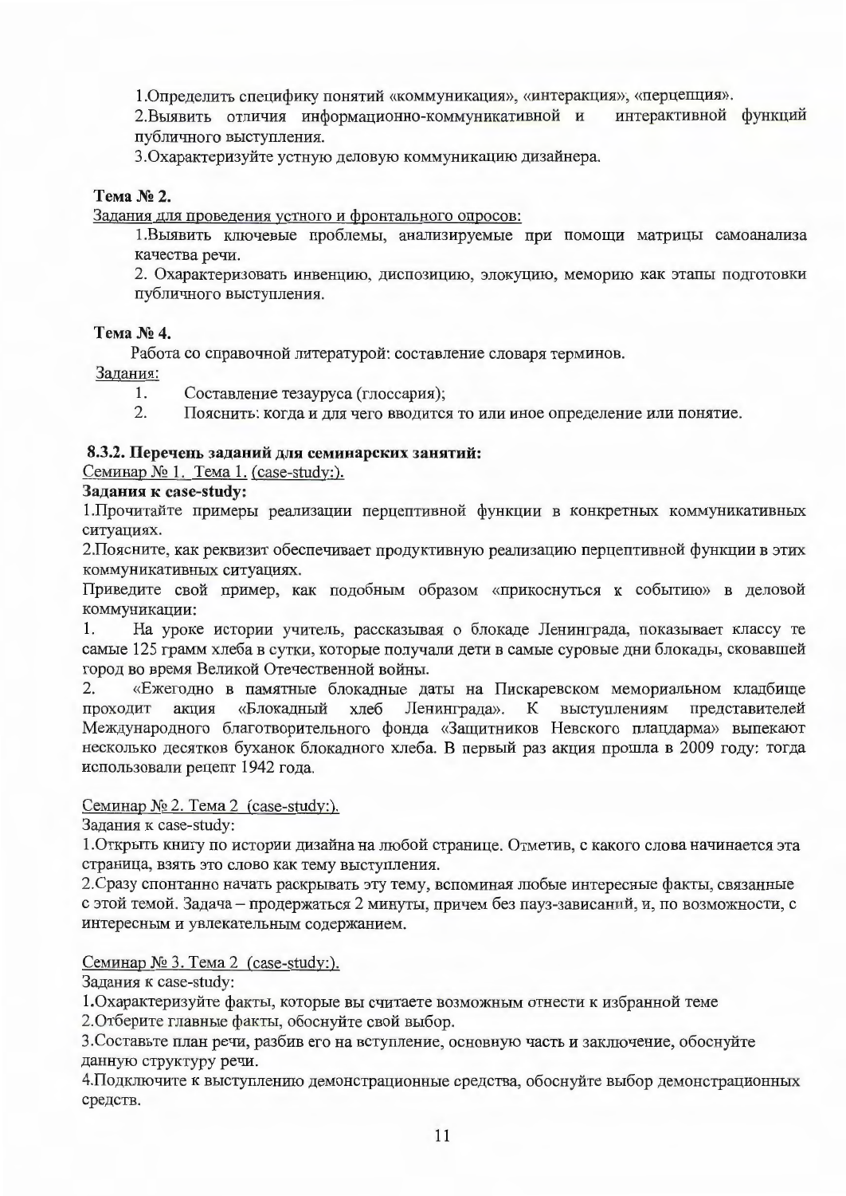1.Определить специфику понятий «коммуникация», «интеракция», «перцепция».

2.Выявить отличия информационно-коммуникативной и интерактивной функций публичного выступления.

3.Охарактеризуйте устную деловую коммуникацию дизайнера.

**Тема № 2.**

Задания для проведения устного и фронтального опросов:

1.Выявить ключевые проблемы, анализируемые при помощи матрицы самоанализа качества речи.

2. Охарактеризовать инвенцию, диспозицию, элокуцию, меморию как этапы подготовки публичного выступления.

**Тема № 4.**

Работа со справочной литературой: составление словаря терминов.

Задания:

1. Составление тезауруса (глоссария);
2. Пояснить: когда и для чего вводится то или иное определение или понятие.

**8.3.2. Перечень заданий для семинарских занятий:**

Семинар № 1. Тема 1. (case-study:).

**Задания к case-study:**

1.Прочитайте примеры реализации перцептивной функции в конкретных коммуникативных ситуациях.

2.Поясните, как реквизит обеспечивает продуктивную реализацию перцептивной функции в этих коммуникативных ситуациях.

Приведите свой пример, как подобным образом «прикоснуться к событию» в деловой коммуникации:

1. На уроке истории учитель, рассказывая о блокаде Ленинграда, показывает классу те самые 125 грамм хлеба в сутки, которые получали дети в самые суровые дни блокады, сковавшей город во время Великой Отечественной войны.
2. «Ежегодно в памятные блокадные даты на Пискаревском мемориальном кладбище проходит акция «Блокадный хлеб Ленинграда». К выступлениям представителей Международного благотворительного фонда «Защитников Невского плацдарма» выпекают несколько десятков буханок блокадного хлеба. В первый раз акция прошла в 2009 году: тогда использовали рецепт 1942 года.

Семинар № 2. Тема 2 (case-study:).

Задания к case-study:

1.Открыть книгу по истории дизайна на любой странице. Отметив, с какого слова начинается эта страница, взять это слово как тему выступления.

2.Сразу спонтанно начать раскрывать эту тему, вспоминая любые интересные факты, связанные с этой темой. Задача – продержаться 2 минуты, причем без пауз-зависаний, и, по возможности, с интересным и увлекательным содержанием.

Семинар № 3. Тема 2 (case-study:).

Задания к case-study:

1.Охарактеризуйте факты, которые вы считаете возможным отнести к избранной теме

2.Отберите главные факты, обоснуйте свой выбор.

3.Составьте план речи, разбив его на вступление, основную часть и заключение, обоснуйте данную структуру речи.

4.Подключите к выступлению демонстрационные средства, обоснуйте выбор демонстрационных средств.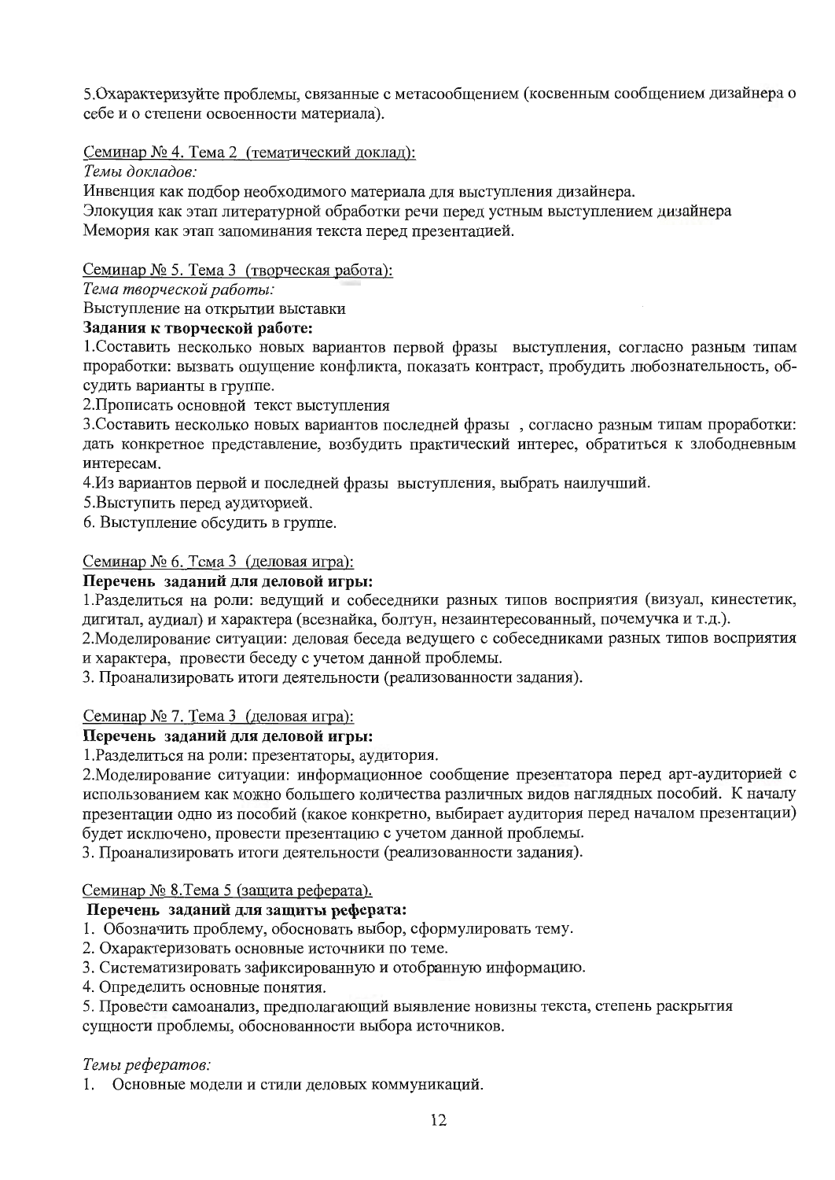5.Охарактеризуйте проблемы, связанные с метасообщением (косвенным сообщением дизайнера о себе и о степени освоенности материала).

Семинар № 4. Тема 2 (тематический доклад):

*Темы докладов:*

Инвенция как подбор необходимого материала для выступления дизайнера.

Элокуция как этап литературной обработки речи перед устным выступлением дизайнера

Мемория как этап запоминания текста перед презентацией.

Семинар № 5. Тема 3 (творческая работа):

*Тема творческой работы:*

Выступление на открытии выставки

**Задания к творческой работе:**

1.Составить несколько новых вариантов первой фразы выступления, согласно разным типам проработки: вызвать ощущение конфликта, показать контраст, пробудить любознательность, обсудить варианты в группе.

2.Прописать основной текст выступления

3.Составить несколько новых вариантов последней фразы , согласно разным типам проработки: дать конкретное представление, возбудить практический интерес, обратиться к злободневным интересам.

4.Из вариантов первой и последней фразы выступления, выбрать наилучший.

5.Выступить перед аудиторией.

6. Выступление обсудить в группе.

Семинар № 6. Тема 3 (деловая игра):

**Перечень заданий для деловой игры:**

1.Разделиться на роли: ведущий и собеседники разных типов восприятия (визуал, кинестетик, дигитал, аудиал) и характера (всезнайка, болтун, незаинтересованный, почемучка и т.д.).

2.Моделирование ситуации: деловая беседа ведущего с собеседниками разных типов восприятия и характера, провести беседу с учетом данной проблемы.

3. Проанализировать итоги деятельности (реализованности задания).

Семинар № 7. Тема 3 (деловая игра):

**Перечень заданий для деловой игры:**

1.Разделиться на роли: презентаторы, аудитория.

2.Моделирование ситуации: информационное сообщение презентатора перед арт-аудиторией с использованием как можно большего количества различных видов наглядных пособий. К началу презентации одно из пособий (какое конкретно, выбирает аудитория перед началом презентации) будет исключено, провести презентацию с учетом данной проблемы.

3. Проанализировать итоги деятельности (реализованности задания).

Семинар № 8.Тема 5 (защита реферата).

**Перечень заданий для защиты реферата:**

1. Обозначить проблему, обосновать выбор, сформулировать тему.
2. Охарактеризовать основные источники по теме.
3. Систематизировать зафиксированную и отобранную информацию.
4. Определить основные понятия.
5. Провести самоанализ, предполагающий выявление новизны текста, степень раскрытия сущности проблемы, обоснованности выбора источников.

*Темы рефератов:*

1. Основные модели и стили деловых коммуникаций.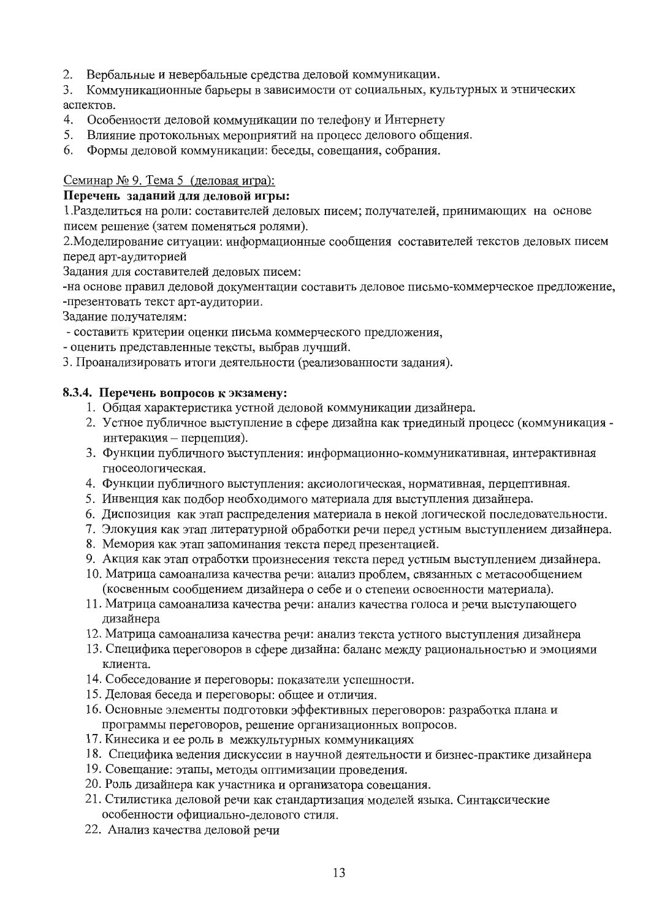2. Вербальные и невербальные средства деловой коммуникации.
3. Коммуникационные барьеры в зависимости от социальных, культурных и этнических аспектов.
4. Особенности деловой коммуникации по телефону и Интернету
5. Влияние протокольных мероприятий на процесс делового общения.
6. Формы деловой коммуникации: беседы, совещания, собрания.

Семинар № 9. Тема 5 (деловая игра):

**Перечень заданий для деловой игры:**

1.Разделиться на роли: составителей деловых писем; получателей, принимающих на основе писем решение (затем поменяться ролями).

2.Моделирование ситуации: информационные сообщения составителей текстов деловых писем перед арт-аудиторией

Задания для составителей деловых писем:

-на основе правил деловой документации составить деловое письмо-коммерческое предложение,

-презентовать текст арт-аудитории.

Задание получателям:

- составить критерии оценки письма коммерческого предложения,
- оценить представленные тексты, выбрав лучший.

3. Проанализировать итоги деятельности (реализованности задания).

### 8.3.4. Перечень вопросов к экзамену:

1. Общая характеристика устной деловой коммуникации дизайнера.
2. Устное публичное выступление в сфере дизайна как триединый процесс (коммуникация - интеракция – перцепция).
3. Функции публичного выступления: информационно-коммуникативная, интерактивная гносеологическая.
4. Функции публичного выступления: аксиологическая, нормативная, перцептивная.
5. Инвенция как подбор необходимого материала для выступления дизайнера.
6. Диспозиция как этап распределения материала в некой логической последовательности.
7. Элокуция как этап литературной обработки речи перед устным выступлением дизайнера.
8. Мемория как этап запоминания текста перед презентацией.
9. Акция как этап отработки произнесения текста перед устным выступлением дизайнера.
10. Матрица самоанализа качества речи: анализ проблем, связанных с метасообщением (косвенным сообщением дизайнера о себе и о степени освоенности материала).
11. Матрица самоанализа качества речи: анализ качества голоса и речи выступающего дизайнера
12. Матрица самоанализа качества речи: анализ текста устного выступления дизайнера
13. Специфика переговоров в сфере дизайна: баланс между рациональностью и эмоциями клиента.
14. Собеседование и переговоры: показатели успешности.
15. Деловая беседа и переговоры: общее и отличия.
16. Основные элементы подготовки эффективных переговоров: разработка плана и программы переговоров, решение организационных вопросов.
17. Кинесика и ее роль в межкультурных коммуникациях
18. Специфика ведения дискуссии в научной деятельности и бизнес-практике дизайнера
19. Совещание: этапы, методы оптимизации проведения.
20. Роль дизайнера как участника и организатора совещания.
21. Стилистика деловой речи как стандартизация моделей языка. Синтаксические особенности официально-делового стиля.
22. Анализ качества деловой речи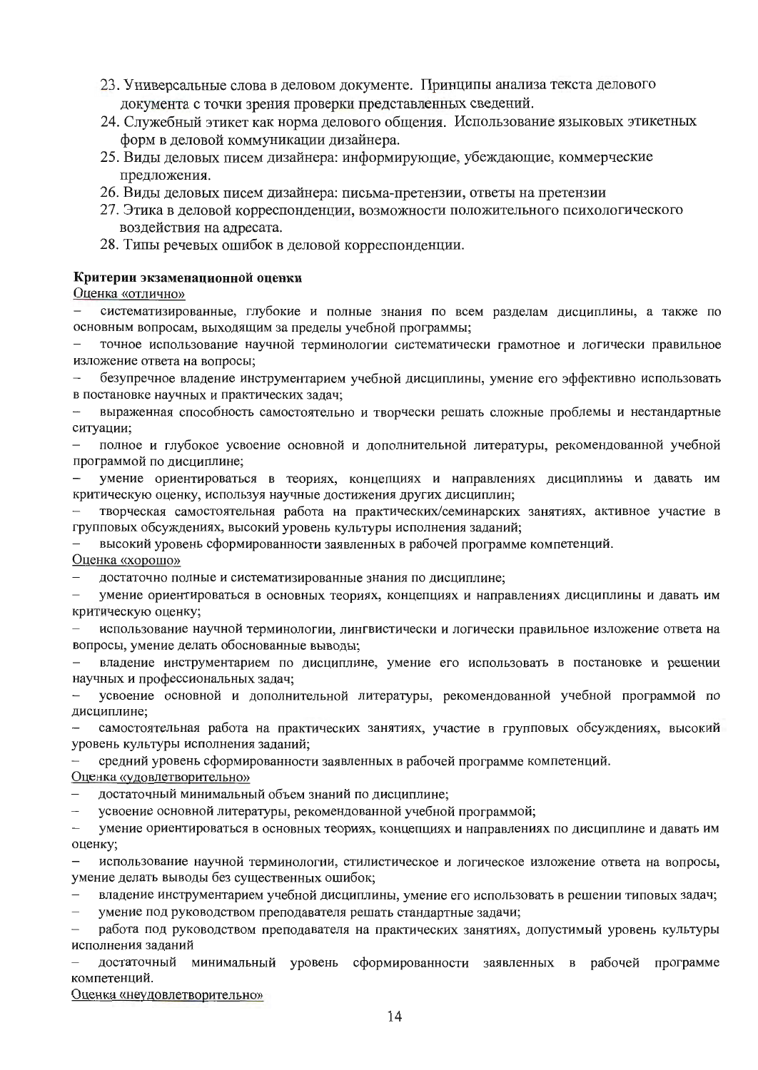23. Универсальные слова в деловом документе. Принципы анализа текста делового документа с точки зрения проверки представленных сведений.
24. Служебный этикет как норма делового общения. Использование языковых этикетных форм в деловой коммуникации дизайнера.
25. Виды деловых писем дизайнера: информирующие, убеждающие, коммерческие предложения.
26. Виды деловых писем дизайнера: письма-претензии, ответы на претензии
27. Этика в деловой корреспонденции, возможности положительного психологического воздействия на адресата.
28. Типы речевых ошибок в деловой корреспонденции.

**Критерии экзаменационной оценки**

Оценка «отлично»

- систематизированные, глубокие и полные знания по всем разделам дисциплины, а также по основным вопросам, выходящим за пределы учебной программы;
- точное использование научной терминологии систематически грамотное и логически правильное изложение ответа на вопросы;
- безупречное владение инструментарием учебной дисциплины, умение его эффективно использовать в постановке научных и практических задач;
- выраженная способность самостоятельно и творчески решать сложные проблемы и нестандартные ситуации;
- полное и глубокое усвоение основной и дополнительной литературы, рекомендованной учебной программой по дисциплине;
- умение ориентироваться в теориях, концепциях и направлениях дисциплины и давать им критическую оценку, используя научные достижения других дисциплин;
- творческая самостоятельная работа на практических/семинарских занятиях, активное участие в групповых обсуждениях, высокий уровень культуры исполнения заданий;
- высокий уровень сформированности заявленных в рабочей программе компетенций.

Оценка «хорошо»

- достаточно полные и систематизированные знания по дисциплине;
- умение ориентироваться в основных теориях, концепциях и направлениях дисциплины и давать им критическую оценку;
- использование научной терминологии, лингвистически и логически правильное изложение ответа на вопросы, умение делать обоснованные выводы;
- владение инструментарием по дисциплине, умение его использовать в постановке и решении научных и профессиональных задач;
- усвоение основной и дополнительной литературы, рекомендованной учебной программой по дисциплине;
- самостоятельная работа на практических занятиях, участие в групповых обсуждениях, высокий уровень культуры исполнения заданий;
- средний уровень сформированности заявленных в рабочей программе компетенций.

Оценка «удовлетворительно»

- достаточный минимальный объем знаний по дисциплине;
- усвоение основной литературы, рекомендованной учебной программой;
- умение ориентироваться в основных теориях, концепциях и направлениях по дисциплине и давать им оценку;
- использование научной терминологии, стилистическое и логическое изложение ответа на вопросы, умение делать выводы без существенных ошибок;
- владение инструментарием учебной дисциплины, умение его использовать в решении типовых задач;
- умение под руководством преподавателя решать стандартные задачи;
- работа под руководством преподавателя на практических занятиях, допустимый уровень культуры исполнения заданий
- достаточный минимальный уровень сформированности заявленных в рабочей программе компетенций.

Оценка «неудовлетворительно»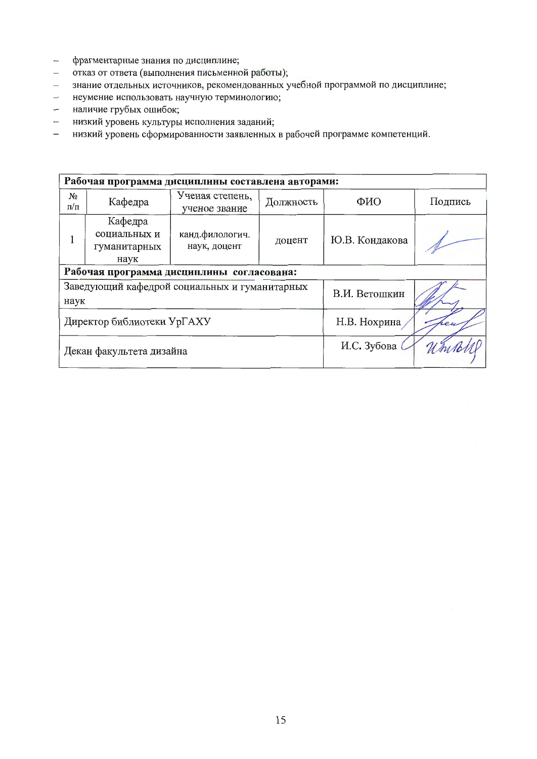- фрагментарные знания по дисциплине;
- отказ от ответа (выполнения письменной работы);
- знание отдельных источников, рекомендованных учебной программой по дисциплине;
- неумение использовать научную терминологию;
- наличие грубых ошибок;
- низкий уровень культуры исполнения заданий;
- низкий уровень сформированности заявленных в рабочей программе компетенций.

| **Рабочая программа дисциплины составлена авторами:** | | | | | |
|---|---|---|---|---|---|
| № п/п | Кафедра | Ученая степень, ученое звание | Должность | ФИО | Подпись |
| 1 | Кафедра социальных и гуманитарных наук | канд.филологич. наук, доцент | доцент | Ю.В. Кондакова | |
| **Рабочая программа дисциплины согласована:** | | | | | |
| Заведующий кафедрой социальных и гуманитарных наук | | | | В.И. Ветошкин | |
| Директор библиотеки УрГАХУ | | | | Н.В. Нохрина | |
| Декан факультета дизайна | | | | И.С. Зубова | |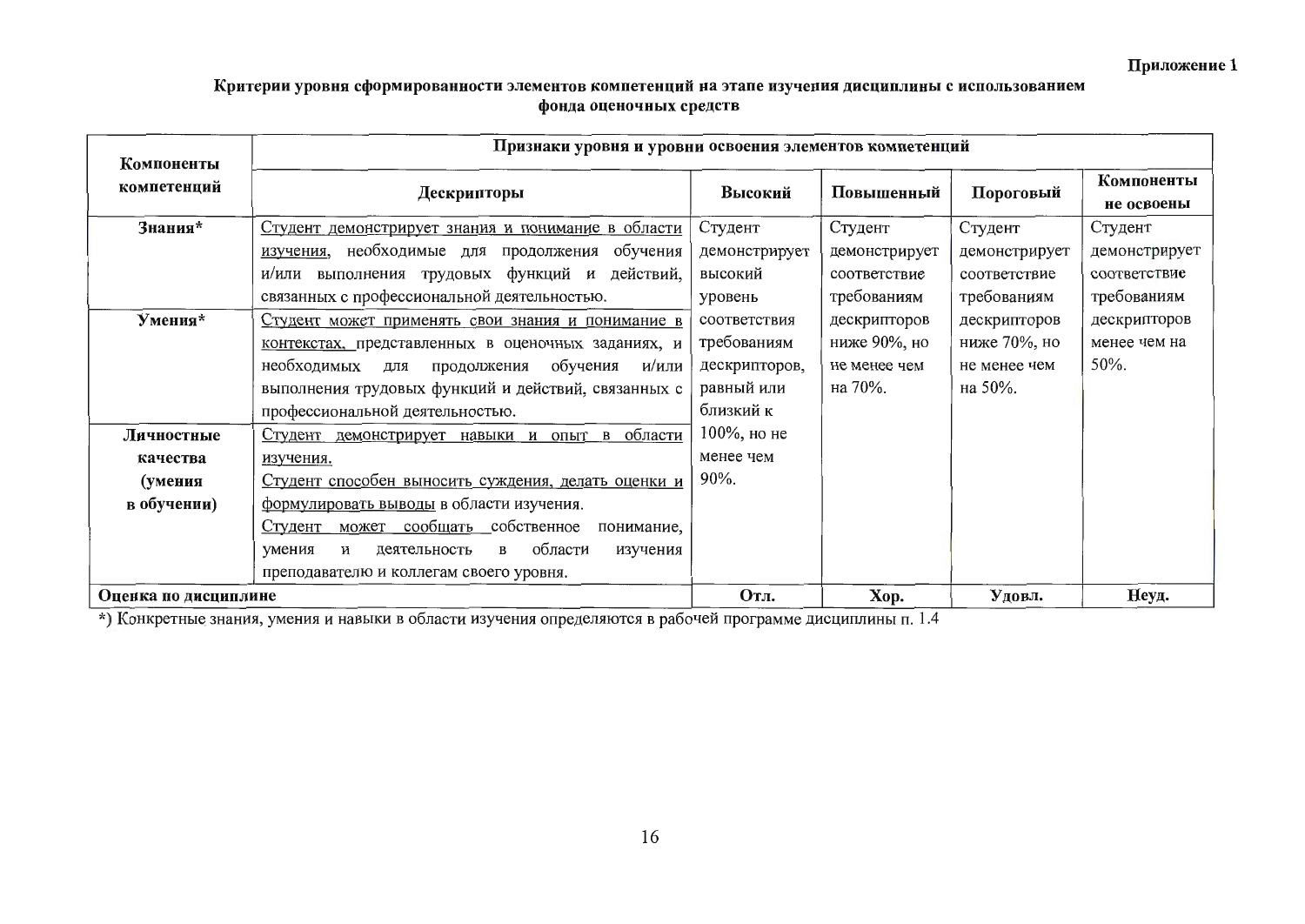**Приложение 1**

**Критерии уровня сформированности элементов компетенций на этапе изучения дисциплины с использованием фонда оценочных средств**

| Компоненты компетенций | Признаки уровня и уровни освоения элементов компетенций | | | | |
|---|---|---|---|---|---|
| | Дескрипторы | Высокий | Повышенный | Пороговый | Компоненты не освоены |
| **Знания*** | Студент демонстрирует знания и понимание в области изучения, необходимые для продолжения обучения и/или выполнения трудовых функций и действий, связанных с профессиональной деятельностью. | Студент демонстрирует высокий уровень соответствия требованиям дескрипторов, равный или близкий к 100%, но не менее чем 90%. | Студент демонстрирует соответствие требованиям дескрипторов ниже 90%, но не менее чем на 70%. | Студент демонстрирует соответствие требованиям дескрипторов ниже 70%, но не менее чем на 50%. | Студент демонстрирует соответствие требованиям дескрипторов менее чем на 50%. |
| **Умения*** | Студент может применять свои знания и понимание в контекстах, представленных в оценочных заданиях, и необходимых для продолжения обучения и/или выполнения трудовых функций и действий, связанных с профессиональной деятельностью. | | | | |
| **Личностные качества (умения в обучении)** | Студент демонстрирует навыки и опыт в области изучения. Студент способен выносить суждения, делать оценки и формулировать выводы в области изучения. Студент может сообщать собственное понимание, умения и деятельность в области изучения преподавателю и коллегам своего уровня. | | | | |
| **Оценка по дисциплине** | | **Отл.** | **Хор.** | **Удовл.** | **Неуд.** |

*) Конкретные знания, умения и навыки в области изучения определяются в рабочей программе дисциплины п. 1.4